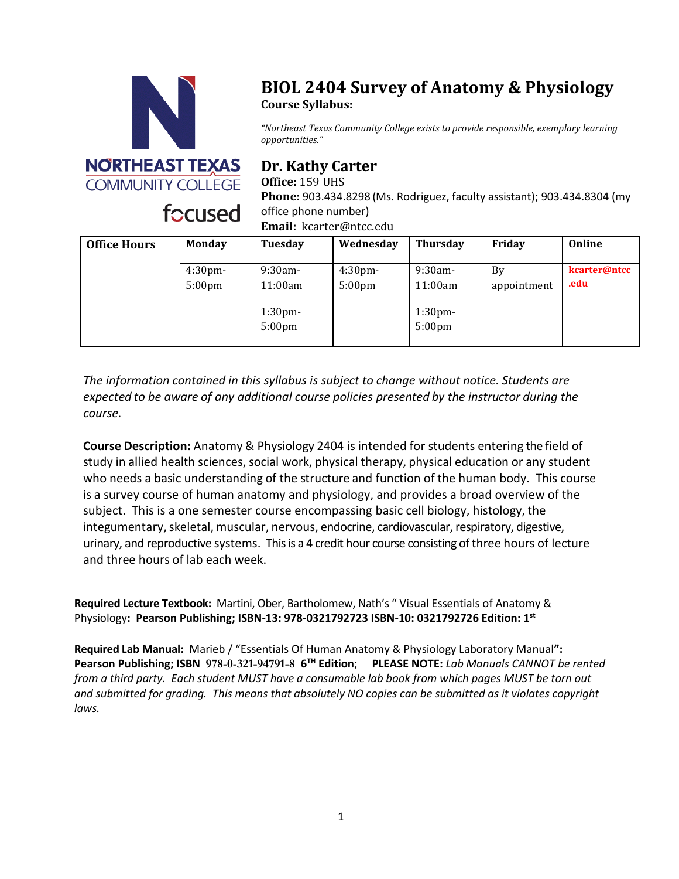NORTHEAST TEXAS COMMUNITY COLLEGE

focused

# BIOL 2404 Survey of Anatomy & Physiology

**Course Syllabus:**

*"Northeast Texas Community College exists to provide responsible, exemplary learning opportunities."*

## Dr. Kathy Carter

**Office:** 159 UHS

**Phone:** 903.434.8298 (Ms. Rodriguez, faculty assistant); 903.434.8304 (my office phone number)

**Email:** kcarter@ntcc.edu

| Office Hours | Monday | Tuesday | Wednesday | Thursday | Friday | Online |
|---|---|---|---|---|---|---|
| | 4:30pm-5:00pm | 9:30am-11:00am<br>1:30pm-5:00pm | 4:30pm-5:00pm | 9:30am-11:00am<br>1:30pm-5:00pm | By appointment | kcarter@ntcc.edu |

*The information contained in this syllabus is subject to change without notice. Students are expected to be aware of any additional course policies presented by the instructor during the course.*

**Course Description:** Anatomy & Physiology 2404 is intended for students entering the field of study in allied health sciences, social work, physical therapy, physical education or any student who needs a basic understanding of the structure and function of the human body. This course is a survey course of human anatomy and physiology, and provides a broad overview of the subject. This is a one semester course encompassing basic cell biology, histology, the integumentary, skeletal, muscular, nervous, endocrine, cardiovascular, respiratory, digestive, urinary, and reproductive systems. This is a 4 credit hour course consisting of three hours of lecture and three hours of lab each week.

**Required Lecture Textbook:** Martini, Ober, Bartholomew, Nath's " Visual Essentials of Anatomy & Physiology**: Pearson Publishing; ISBN-13: 978-0321792723 ISBN-10: 0321792726 Edition: 1st**

**Required Lab Manual:** Marieb / "Essentials Of Human Anatomy & Physiology Laboratory Manual**": Pearson Publishing; ISBN 978-0-321-94791-8 6TH Edition**; **PLEASE NOTE:** *Lab Manuals CANNOT be rented from a third party. Each student MUST have a consumable lab book from which pages MUST be torn out and submitted for grading. This means that absolutely NO copies can be submitted as it violates copyright laws.*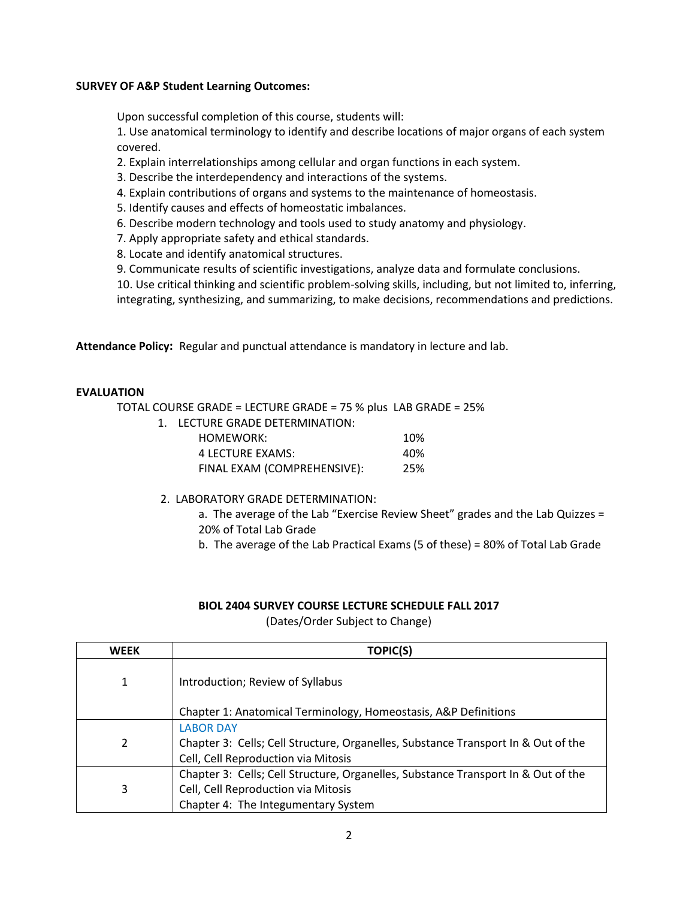**SURVEY OF A&P Student Learning Outcomes:**

Upon successful completion of this course, students will:

1. Use anatomical terminology to identify and describe locations of major organs of each system covered.
2. Explain interrelationships among cellular and organ functions in each system.
3. Describe the interdependency and interactions of the systems.
4. Explain contributions of organs and systems to the maintenance of homeostasis.
5. Identify causes and effects of homeostatic imbalances.
6. Describe modern technology and tools used to study anatomy and physiology.
7. Apply appropriate safety and ethical standards.
8. Locate and identify anatomical structures.
9. Communicate results of scientific investigations, analyze data and formulate conclusions.
10. Use critical thinking and scientific problem-solving skills, including, but not limited to, inferring, integrating, synthesizing, and summarizing, to make decisions, recommendations and predictions.

**Attendance Policy:** Regular and punctual attendance is mandatory in lecture and lab.

**EVALUATION**

TOTAL COURSE GRADE = LECTURE GRADE = 75 % plus LAB GRADE = 25%

1. LECTURE GRADE DETERMINATION:

| | |
|---|---|
| HOMEWORK: | 10% |
| 4 LECTURE EXAMS: | 40% |
| FINAL EXAM (COMPREHENSIVE): | 25% |

2. LABORATORY GRADE DETERMINATION:
   a. The average of the Lab "Exercise Review Sheet" grades and the Lab Quizzes = 20% of Total Lab Grade
   b. The average of the Lab Practical Exams (5 of these) = 80% of Total Lab Grade

**BIOL 2404 SURVEY COURSE LECTURE SCHEDULE FALL 2017**

(Dates/Order Subject to Change)

| WEEK | TOPIC(S) |
|---|---|
| 1 | Introduction; Review of Syllabus<br><br>Chapter 1: Anatomical Terminology, Homeostasis, A&P Definitions |
| 2 | LABOR DAY<br>Chapter 3: Cells; Cell Structure, Organelles, Substance Transport In & Out of the Cell, Cell Reproduction via Mitosis |
| 3 | Chapter 3: Cells; Cell Structure, Organelles, Substance Transport In & Out of the Cell, Cell Reproduction via Mitosis<br>Chapter 4: The Integumentary System |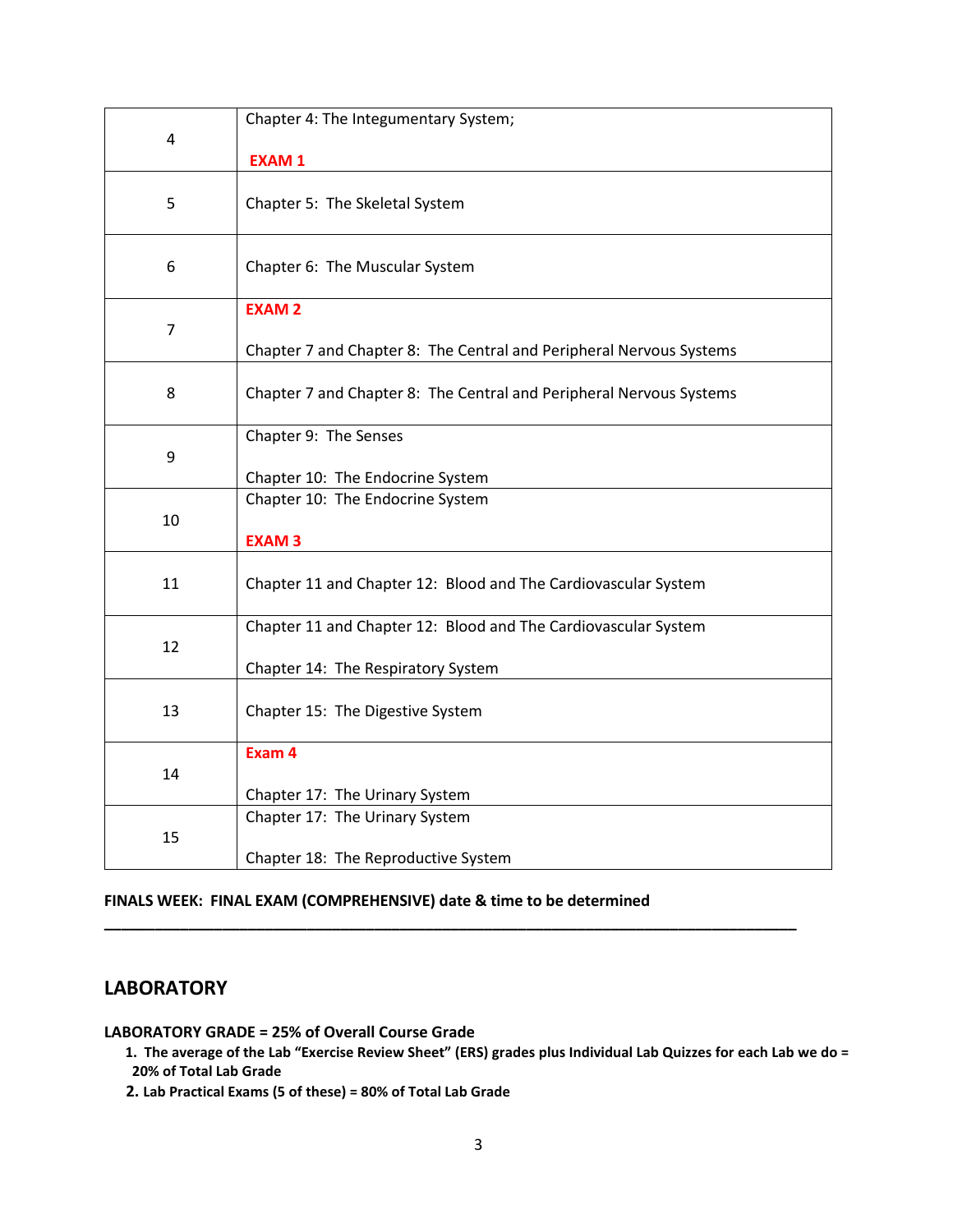| | |
|---|---|
| 4 | Chapter 4: The Integumentary System;<br><br>**EXAM 1** |
| 5 | Chapter 5: The Skeletal System |
| 6 | Chapter 6: The Muscular System |
| 7 | **EXAM 2**<br><br>Chapter 7 and Chapter 8: The Central and Peripheral Nervous Systems |
| 8 | Chapter 7 and Chapter 8: The Central and Peripheral Nervous Systems |
| 9 | Chapter 9: The Senses<br><br>Chapter 10: The Endocrine System |
| 10 | Chapter 10: The Endocrine System<br><br>**EXAM 3** |
| 11 | Chapter 11 and Chapter 12: Blood and The Cardiovascular System |
| 12 | Chapter 11 and Chapter 12: Blood and The Cardiovascular System<br><br>Chapter 14: The Respiratory System |
| 13 | Chapter 15: The Digestive System |
| 14 | **Exam 4**<br><br>Chapter 17: The Urinary System |
| 15 | Chapter 17: The Urinary System<br><br>Chapter 18: The Reproductive System |

**FINALS WEEK: FINAL EXAM (COMPREHENSIVE) date & time to be determined**

---

## LABORATORY

**LABORATORY GRADE = 25% of Overall Course Grade**

1. **The average of the Lab "Exercise Review Sheet" (ERS) grades plus Individual Lab Quizzes for each Lab we do = 20% of Total Lab Grade**
2. **Lab Practical Exams (5 of these) = 80% of Total Lab Grade**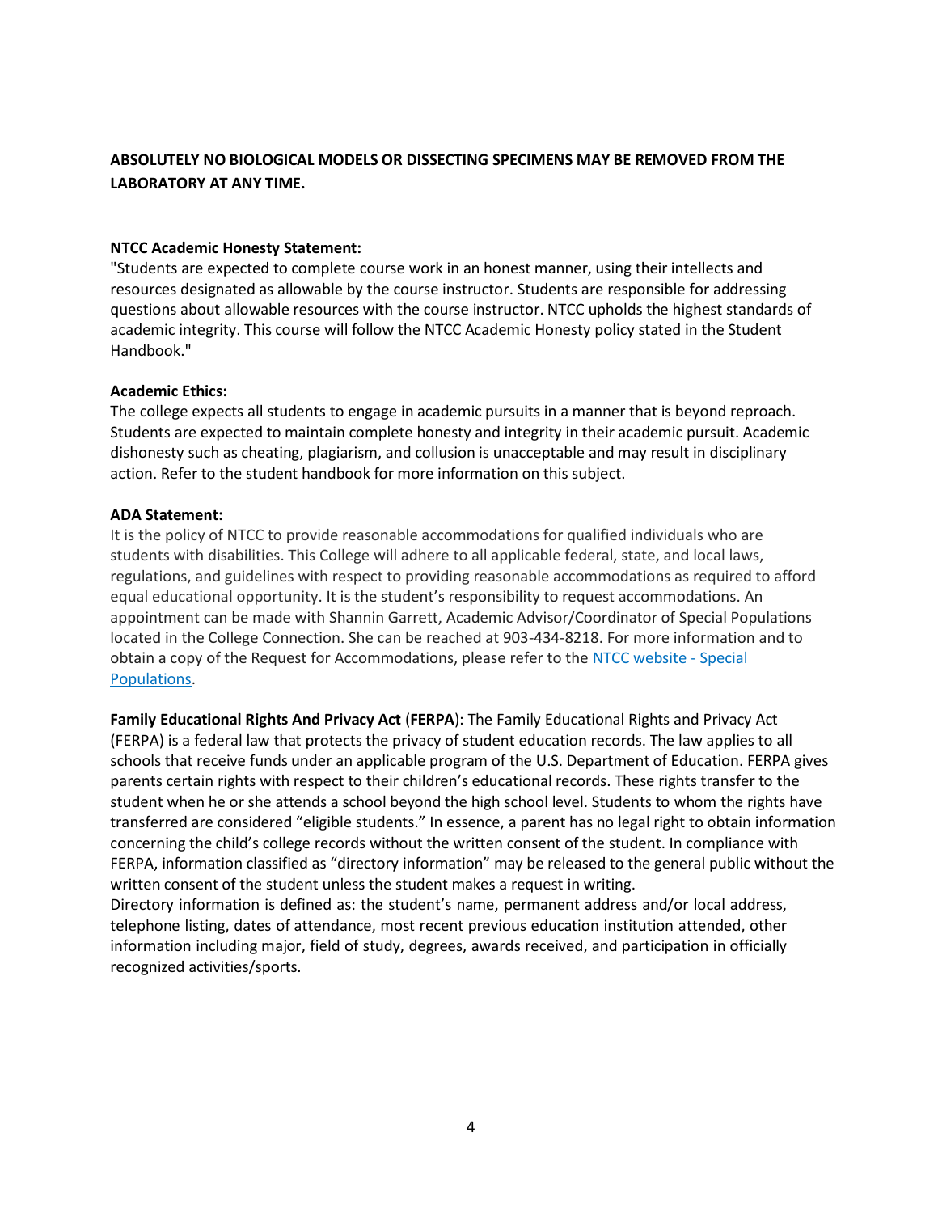**ABSOLUTELY NO BIOLOGICAL MODELS OR DISSECTING SPECIMENS MAY BE REMOVED FROM THE LABORATORY AT ANY TIME.**

**NTCC Academic Honesty Statement:**
"Students are expected to complete course work in an honest manner, using their intellects and resources designated as allowable by the course instructor. Students are responsible for addressing questions about allowable resources with the course instructor. NTCC upholds the highest standards of academic integrity. This course will follow the NTCC Academic Honesty policy stated in the Student Handbook."

**Academic Ethics:**
The college expects all students to engage in academic pursuits in a manner that is beyond reproach. Students are expected to maintain complete honesty and integrity in their academic pursuit. Academic dishonesty such as cheating, plagiarism, and collusion is unacceptable and may result in disciplinary action. Refer to the student handbook for more information on this subject.

**ADA Statement:**
It is the policy of NTCC to provide reasonable accommodations for qualified individuals who are students with disabilities. This College will adhere to all applicable federal, state, and local laws, regulations, and guidelines with respect to providing reasonable accommodations as required to afford equal educational opportunity. It is the student's responsibility to request accommodations. An appointment can be made with Shannin Garrett, Academic Advisor/Coordinator of Special Populations located in the College Connection. She can be reached at 903-434-8218. For more information and to obtain a copy of the Request for Accommodations, please refer to the NTCC website - Special Populations.

**Family Educational Rights And Privacy Act** (**FERPA**): The Family Educational Rights and Privacy Act (FERPA) is a federal law that protects the privacy of student education records. The law applies to all schools that receive funds under an applicable program of the U.S. Department of Education. FERPA gives parents certain rights with respect to their children's educational records. These rights transfer to the student when he or she attends a school beyond the high school level. Students to whom the rights have transferred are considered "eligible students." In essence, a parent has no legal right to obtain information concerning the child's college records without the written consent of the student. In compliance with FERPA, information classified as "directory information" may be released to the general public without the written consent of the student unless the student makes a request in writing.
Directory information is defined as: the student's name, permanent address and/or local address, telephone listing, dates of attendance, most recent previous education institution attended, other information including major, field of study, degrees, awards received, and participation in officially recognized activities/sports.